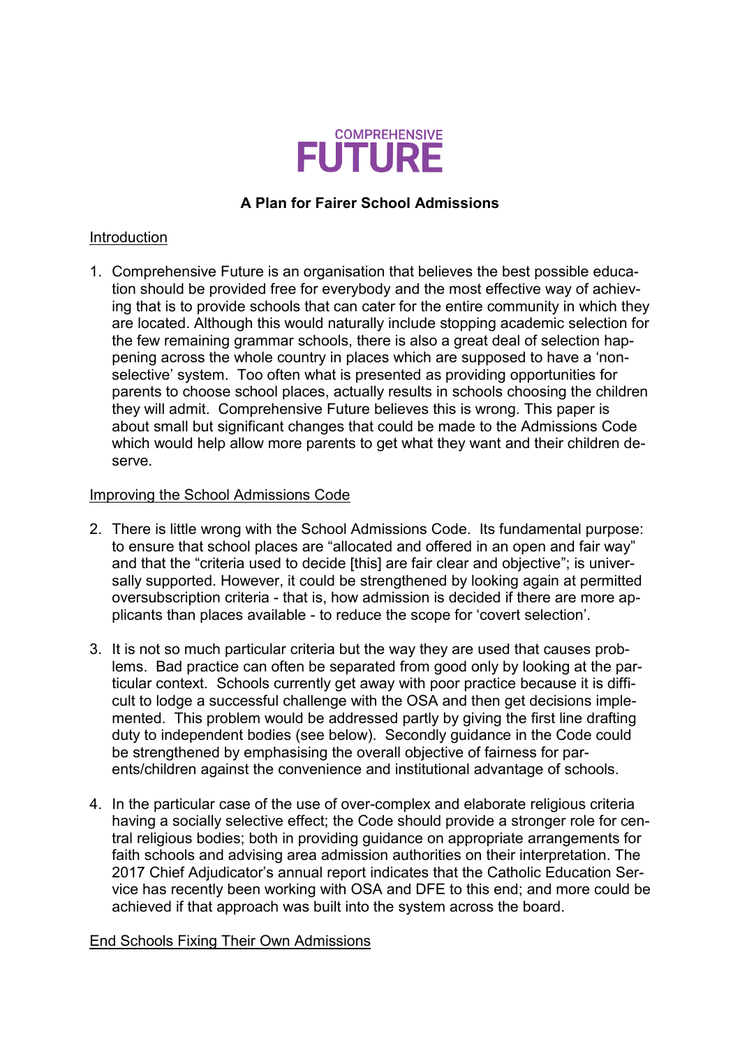COMPREHENSIVE

# FUTURE

**A Plan for Fairer School Admissions**

## Introduction

1. Comprehensive Future is an organisation that believes the best possible education should be provided free for everybody and the most effective way of achieving that is to provide schools that can cater for the entire community in which they are located. Although this would naturally include stopping academic selection for the few remaining grammar schools, there is also a great deal of selection happening across the whole country in places which are supposed to have a 'non-selective' system. Too often what is presented as providing opportunities for parents to choose school places, actually results in schools choosing the children they will admit. Comprehensive Future believes this is wrong. This paper is about small but significant changes that could be made to the Admissions Code which would help allow more parents to get what they want and their children deserve.

## Improving the School Admissions Code

2. There is little wrong with the School Admissions Code. Its fundamental purpose: to ensure that school places are "allocated and offered in an open and fair way" and that the "criteria used to decide [this] are fair clear and objective"; is universally supported. However, it could be strengthened by looking again at permitted oversubscription criteria - that is, how admission is decided if there are more applicants than places available - to reduce the scope for 'covert selection'.

3. It is not so much particular criteria but the way they are used that causes problems. Bad practice can often be separated from good only by looking at the particular context. Schools currently get away with poor practice because it is difficult to lodge a successful challenge with the OSA and then get decisions implemented. This problem would be addressed partly by giving the first line drafting duty to independent bodies (see below). Secondly guidance in the Code could be strengthened by emphasising the overall objective of fairness for parents/children against the convenience and institutional advantage of schools.

4. In the particular case of the use of over-complex and elaborate religious criteria having a socially selective effect; the Code should provide a stronger role for central religious bodies; both in providing guidance on appropriate arrangements for faith schools and advising area admission authorities on their interpretation. The 2017 Chief Adjudicator's annual report indicates that the Catholic Education Service has recently been working with OSA and DFE to this end; and more could be achieved if that approach was built into the system across the board.

## End Schools Fixing Their Own Admissions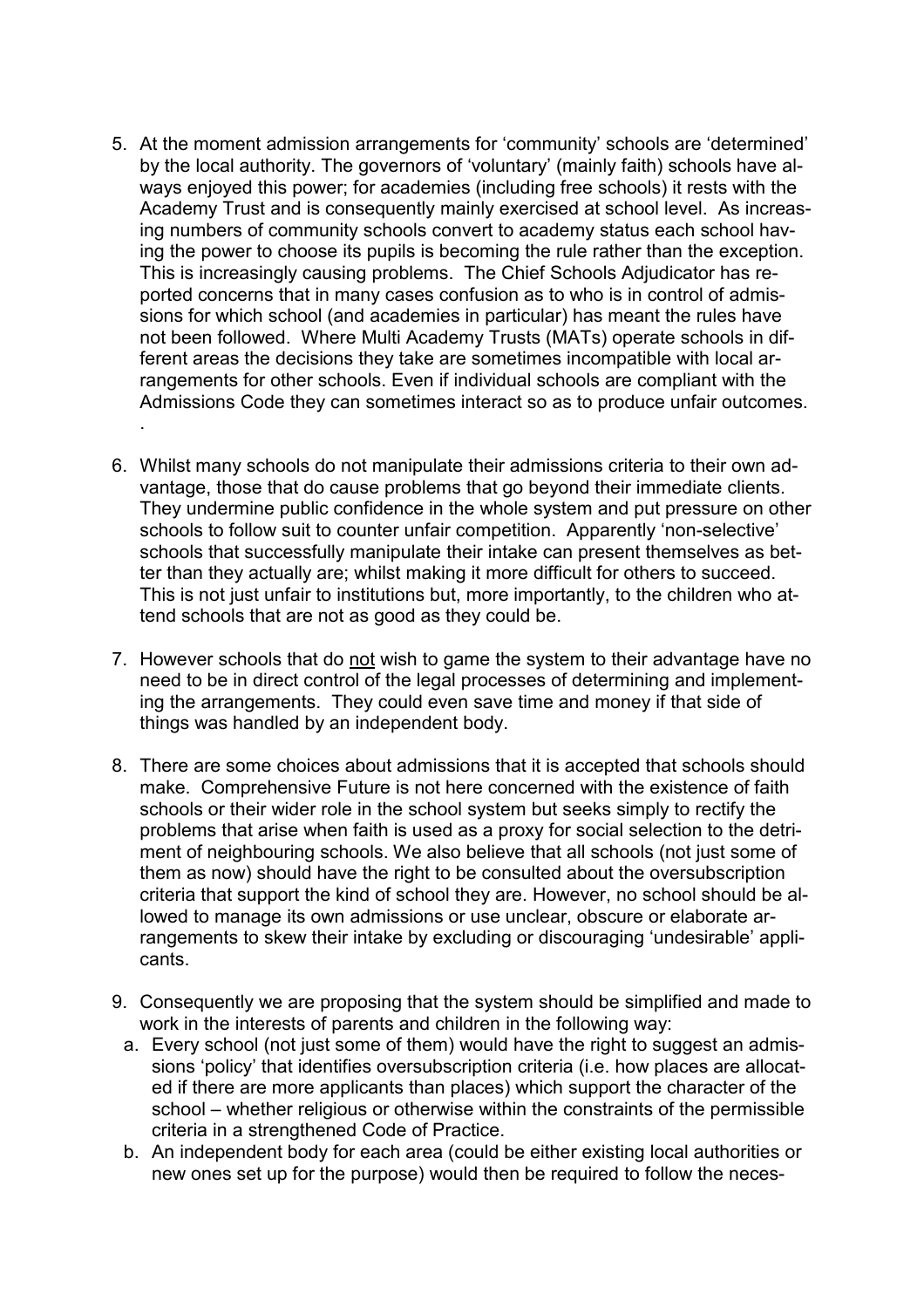5. At the moment admission arrangements for 'community' schools are 'determined' by the local authority. The governors of 'voluntary' (mainly faith) schools have always enjoyed this power; for academies (including free schools) it rests with the Academy Trust and is consequently mainly exercised at school level. As increasing numbers of community schools convert to academy status each school having the power to choose its pupils is becoming the rule rather than the exception. This is increasingly causing problems. The Chief Schools Adjudicator has reported concerns that in many cases confusion as to who is in control of admissions for which school (and academies in particular) has meant the rules have not been followed. Where Multi Academy Trusts (MATs) operate schools in different areas the decisions they take are sometimes incompatible with local arrangements for other schools. Even if individual schools are compliant with the Admissions Code they can sometimes interact so as to produce unfair outcomes.
   .

6. Whilst many schools do not manipulate their admissions criteria to their own advantage, those that do cause problems that go beyond their immediate clients. They undermine public confidence in the whole system and put pressure on other schools to follow suit to counter unfair competition. Apparently 'non-selective' schools that successfully manipulate their intake can present themselves as better than they actually are; whilst making it more difficult for others to succeed. This is not just unfair to institutions but, more importantly, to the children who attend schools that are not as good as they could be.

7. However schools that do <u>not</u> wish to game the system to their advantage have no need to be in direct control of the legal processes of determining and implementing the arrangements. They could even save time and money if that side of things was handled by an independent body.

8. There are some choices about admissions that it is accepted that schools should make. Comprehensive Future is not here concerned with the existence of faith schools or their wider role in the school system but seeks simply to rectify the problems that arise when faith is used as a proxy for social selection to the detriment of neighbouring schools. We also believe that all schools (not just some of them as now) should have the right to be consulted about the oversubscription criteria that support the kind of school they are. However, no school should be allowed to manage its own admissions or use unclear, obscure or elaborate arrangements to skew their intake by excluding or discouraging 'undesirable' applicants.

9. Consequently we are proposing that the system should be simplified and made to work in the interests of parents and children in the following way:
   a. Every school (not just some of them) would have the right to suggest an admissions 'policy' that identifies oversubscription criteria (i.e. how places are allocated if there are more applicants than places) which support the character of the school – whether religious or otherwise within the constraints of the permissible criteria in a strengthened Code of Practice.
   b. An independent body for each area (could be either existing local authorities or new ones set up for the purpose) would then be required to follow the neces-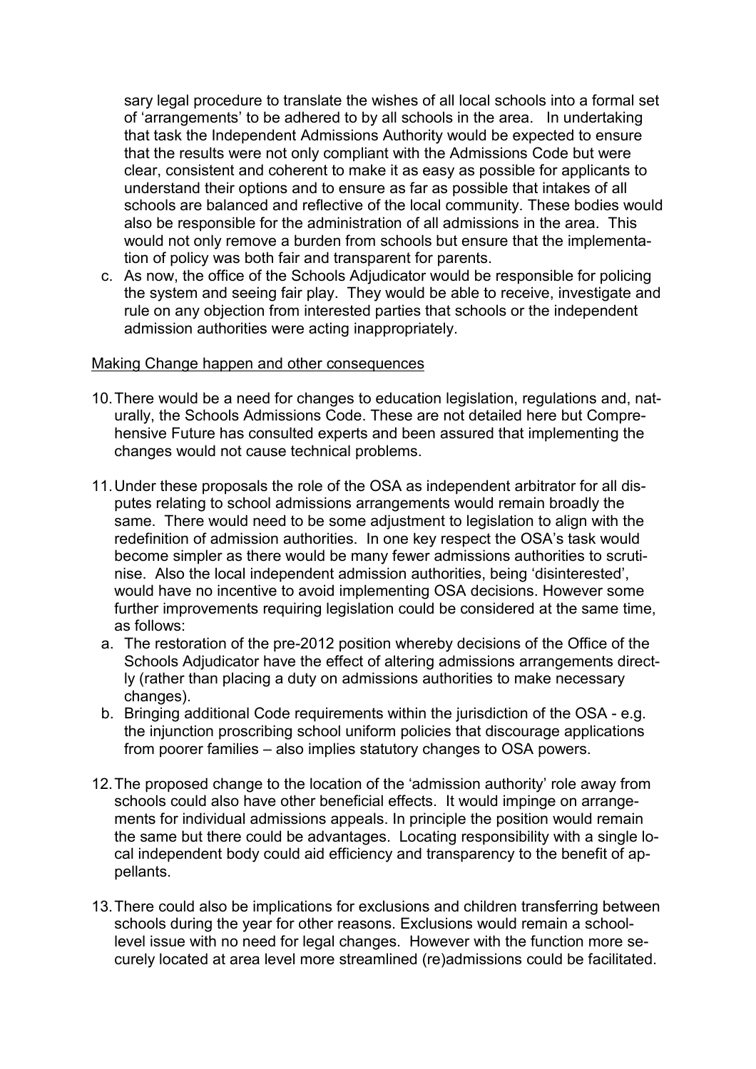sary legal procedure to translate the wishes of all local schools into a formal set of 'arrangements' to be adhered to by all schools in the area. In undertaking that task the Independent Admissions Authority would be expected to ensure that the results were not only compliant with the Admissions Code but were clear, consistent and coherent to make it as easy as possible for applicants to understand their options and to ensure as far as possible that intakes of all schools are balanced and reflective of the local community. These bodies would also be responsible for the administration of all admissions in the area. This would not only remove a burden from schools but ensure that the implementation of policy was both fair and transparent for parents.

c. As now, the office of the Schools Adjudicator would be responsible for policing the system and seeing fair play. They would be able to receive, investigate and rule on any objection from interested parties that schools or the independent admission authorities were acting inappropriately.

<u>Making Change happen and other consequences</u>

10. There would be a need for changes to education legislation, regulations and, naturally, the Schools Admissions Code. These are not detailed here but Comprehensive Future has consulted experts and been assured that implementing the changes would not cause technical problems.

11. Under these proposals the role of the OSA as independent arbitrator for all disputes relating to school admissions arrangements would remain broadly the same. There would need to be some adjustment to legislation to align with the redefinition of admission authorities. In one key respect the OSA's task would become simpler as there would be many fewer admissions authorities to scrutinise. Also the local independent admission authorities, being 'disinterested', would have no incentive to avoid implementing OSA decisions. However some further improvements requiring legislation could be considered at the same time, as follows:
    a. The restoration of the pre-2012 position whereby decisions of the Office of the Schools Adjudicator have the effect of altering admissions arrangements directly (rather than placing a duty on admissions authorities to make necessary changes).
    b. Bringing additional Code requirements within the jurisdiction of the OSA - e.g. the injunction proscribing school uniform policies that discourage applications from poorer families – also implies statutory changes to OSA powers.

12. The proposed change to the location of the 'admission authority' role away from schools could also have other beneficial effects. It would impinge on arrangements for individual admissions appeals. In principle the position would remain the same but there could be advantages. Locating responsibility with a single local independent body could aid efficiency and transparency to the benefit of appellants.

13. There could also be implications for exclusions and children transferring between schools during the year for other reasons. Exclusions would remain a school-level issue with no need for legal changes. However with the function more securely located at area level more streamlined (re)admissions could be facilitated.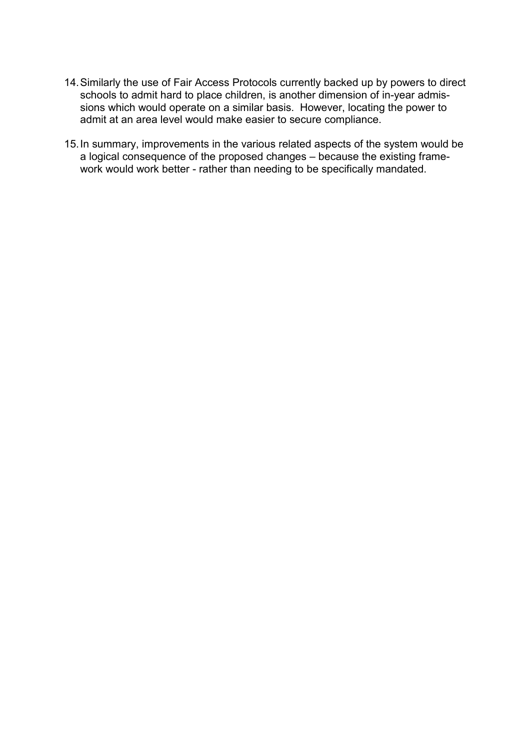14. Similarly the use of Fair Access Protocols currently backed up by powers to direct schools to admit hard to place children, is another dimension of in-year admissions which would operate on a similar basis. However, locating the power to admit at an area level would make easier to secure compliance.

15. In summary, improvements in the various related aspects of the system would be a logical consequence of the proposed changes – because the existing framework would work better - rather than needing to be specifically mandated.